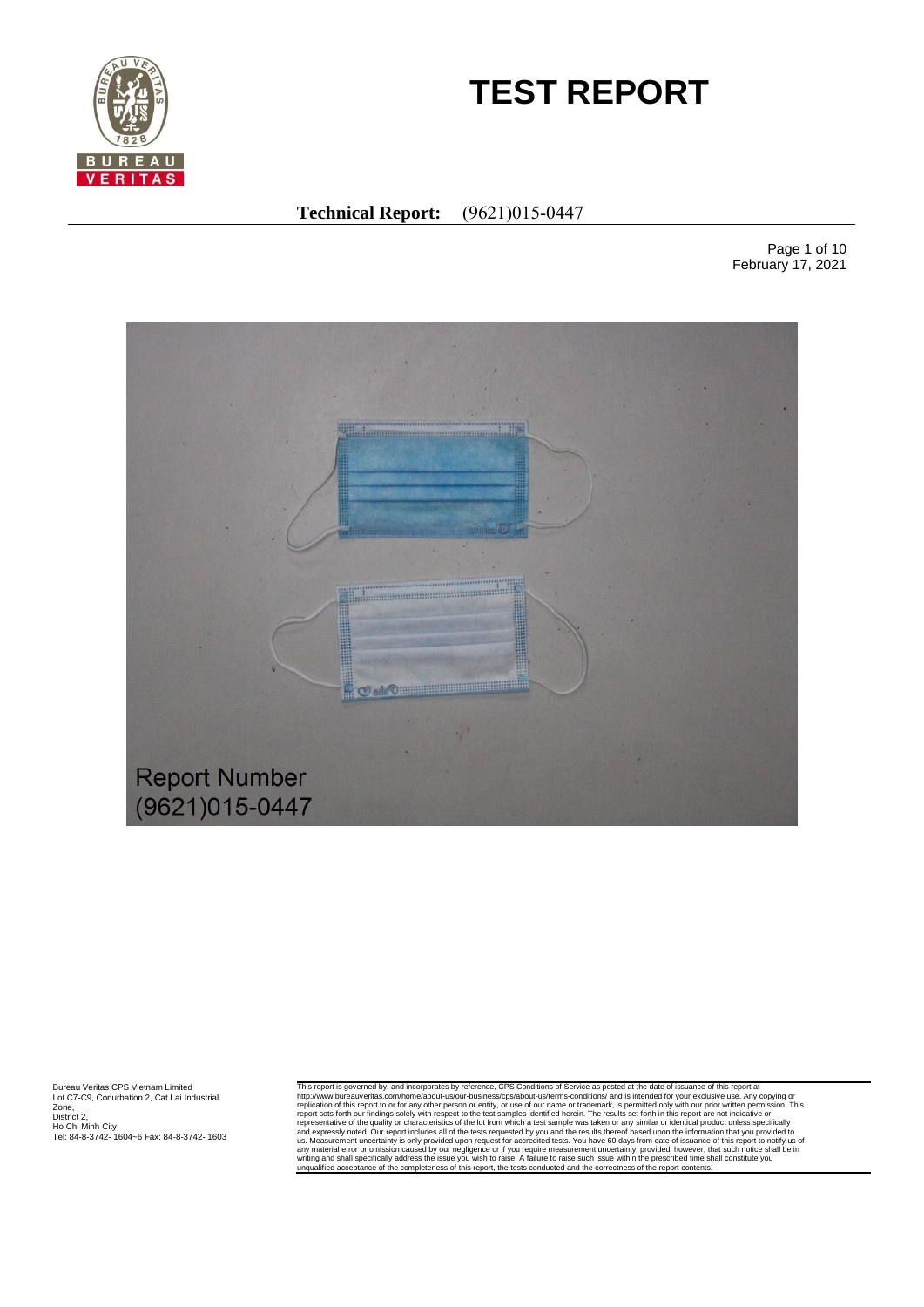# TEST REPORT

**Technical Report:** (9621)015-0447

February 17, 2021

Report Number
(9621)015-0447

Bureau Veritas CPS Vietnam Limited
Lot C7-C9, Conurbation 2, Cat Lai Industrial Zone,
District 2,
Ho Chi Minh City
Tel: 84-8-3742- 1604~6 Fax: 84-8-3742- 1603

This report is governed by, and incorporates by reference, CPS Conditions of Service as posted at the date of issuance of this report at http://www.bureauveritas.com/home/about-us/our-business/cps/about-us/terms-conditions/ and is intended for your exclusive use. Any copying or replication of this report to or for any other person or entity, or use of our name or trademark, is permitted only with our prior written permission. This report sets forth our findings solely with respect to the test samples identified herein. The results set forth in this report are not indicative or representative of the quality or characteristics of the lot from which a test sample was taken or any similar or identical product unless specifically and expressly noted. Our report includes all of the tests requested by you and the results thereof based upon the information that you provided to us. Measurement uncertainty is only provided upon request for accredited tests. You have 60 days from date of issuance of this report to notify us of any material error or omission caused by our negligence or if you require measurement uncertainty; provided, however, that such notice shall be in writing and shall specifically address the issue you wish to raise. A failure to raise such issue within the prescribed time shall constitute you unqualified acceptance of the completeness of this report, the tests conducted and the correctness of the report contents.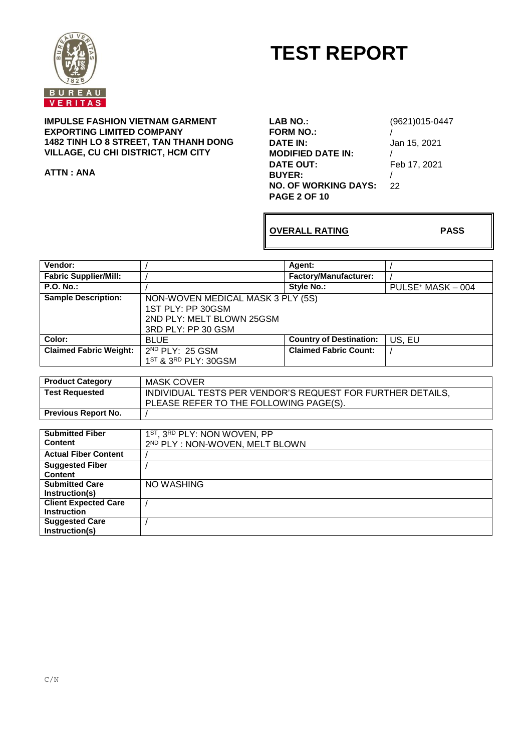# TEST REPORT

**IMPULSE FASHION VIETNAM GARMENT EXPORTING LIMITED COMPANY**
**1482 TINH LO 8 STREET, TAN THANH DONG VILLAGE, CU CHI DISTRICT, HCM CITY**

**ATTN : ANA**

| | |
|---|---|
| **LAB NO.:** | (9621)015-0447 |
| **FORM NO.:** | / |
| **DATE IN:** | Jan 15, 2021 |
| **MODIFIED DATE IN:** | / |
| **DATE OUT:** | Feb 17, 2021 |
| **BUYER:** | / |
| **NO. OF WORKING DAYS:** | 22 |

| **OVERALL RATING** | **PASS** |
|---|---|

| | | | |
|---|---|---|---|
| **Vendor:** | / | **Agent:** | / |
| **Fabric Supplier/Mill:** | / | **Factory/Manufacturer:** | / |
| **P.O. No.:** | / | **Style No.:** | PULSE⁺ MASK – 004 |
| **Sample Description:** | NON-WOVEN MEDICAL MASK 3 PLY (5S)<br>1ST PLY: PP 30GSM<br>2ND PLY: MELT BLOWN 25GSM<br>3RD PLY: PP 30 GSM | | |
| **Color:** | BLUE | **Country of Destination:** | US, EU |
| **Claimed Fabric Weight:** | 2ND PLY: 25 GSM<br>1ST & 3RD PLY: 30GSM | **Claimed Fabric Count:** | / |

| | |
|---|---|
| **Product Category** | MASK COVER |
| **Test Requested** | INDIVIDUAL TESTS PER VENDOR'S REQUEST FOR FURTHER DETAILS, PLEASE REFER TO THE FOLLOWING PAGE(S). |
| **Previous Report No.** | / |

| | |
|---|---|
| **Submitted Fiber Content** | 1ST, 3RD PLY: NON WOVEN, PP<br>2ND PLY : NON-WOVEN, MELT BLOWN |
| **Actual Fiber Content** | / |
| **Suggested Fiber Content** | / |
| **Submitted Care Instruction(s)** | NO WASHING |
| **Client Expected Care Instruction** | / |
| **Suggested Care Instruction(s)** | / |

C/N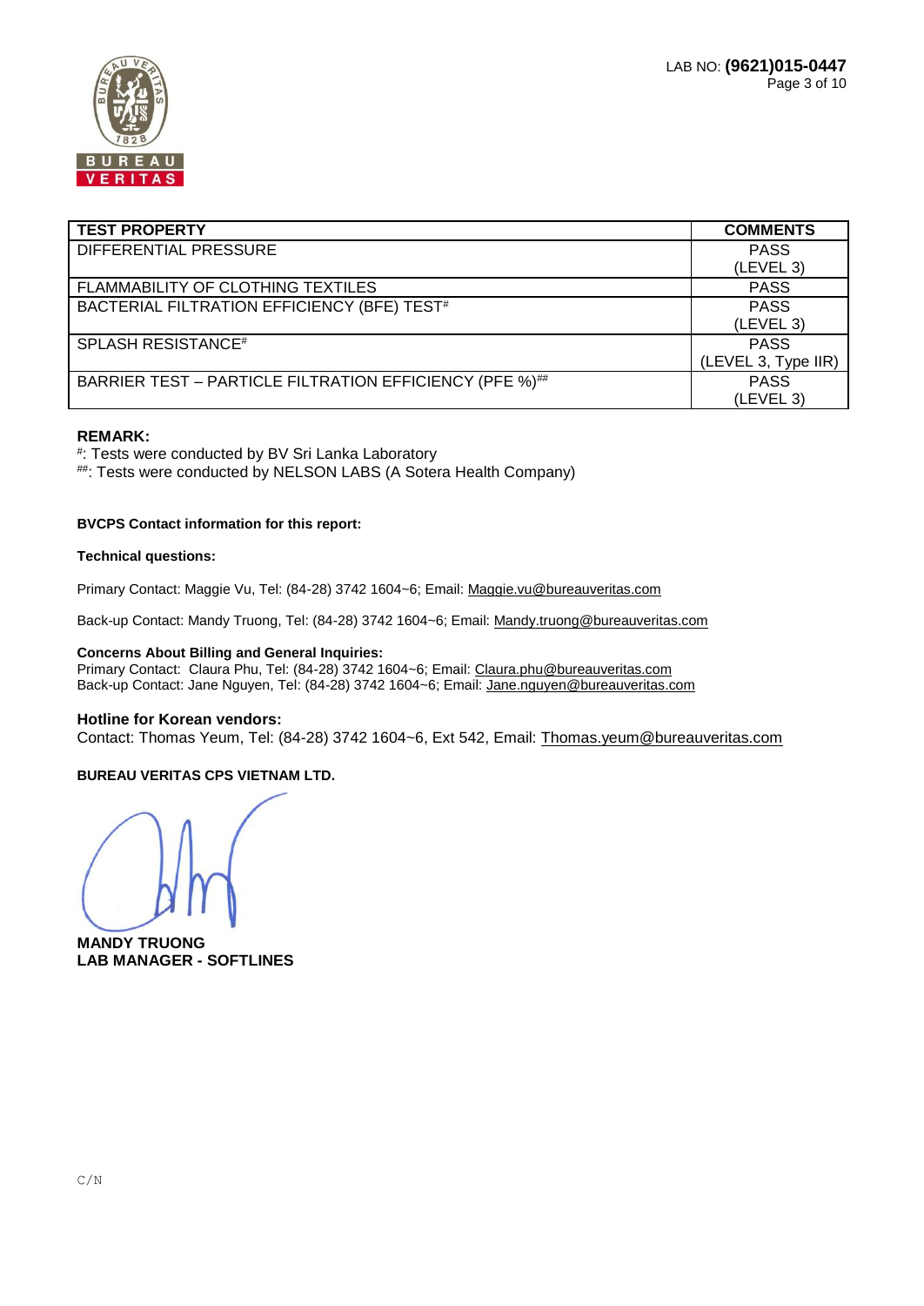| TEST PROPERTY | COMMENTS |
|---|---|
| DIFFERENTIAL PRESSURE | PASS (LEVEL 3) |
| FLAMMABILITY OF CLOTHING TEXTILES | PASS |
| BACTERIAL FILTRATION EFFICIENCY (BFE) TEST[#] | PASS (LEVEL 3) |
| SPLASH RESISTANCE[#] | PASS (LEVEL 3, Type IIR) |
| BARRIER TEST – PARTICLE FILTRATION EFFICIENCY (PFE %)[##] | PASS (LEVEL 3) |

**REMARK:**

[#]: Tests were conducted by BV Sri Lanka Laboratory

[##]: Tests were conducted by NELSON LABS (A Sotera Health Company)

**BVCPS Contact information for this report:**

**Technical questions:**

Primary Contact: Maggie Vu, Tel: (84-28) 3742 1604~6; Email: Maggie.vu@bureauveritas.com

Back-up Contact: Mandy Truong, Tel: (84-28) 3742 1604~6; Email: Mandy.truong@bureauveritas.com

**Concerns About Billing and General Inquiries:**

Primary Contact: Claura Phu, Tel: (84-28) 3742 1604~6; Email: Claura.phu@bureauveritas.com

Back-up Contact: Jane Nguyen, Tel: (84-28) 3742 1604~6; Email: Jane.nguyen@bureauveritas.com

**Hotline for Korean vendors:**

Contact: Thomas Yeum, Tel: (84-28) 3742 1604~6, Ext 542, Email: Thomas.yeum@bureauveritas.com

**BUREAU VERITAS CPS VIETNAM LTD.**

**MANDY TRUONG**
**LAB MANAGER - SOFTLINES**

C/N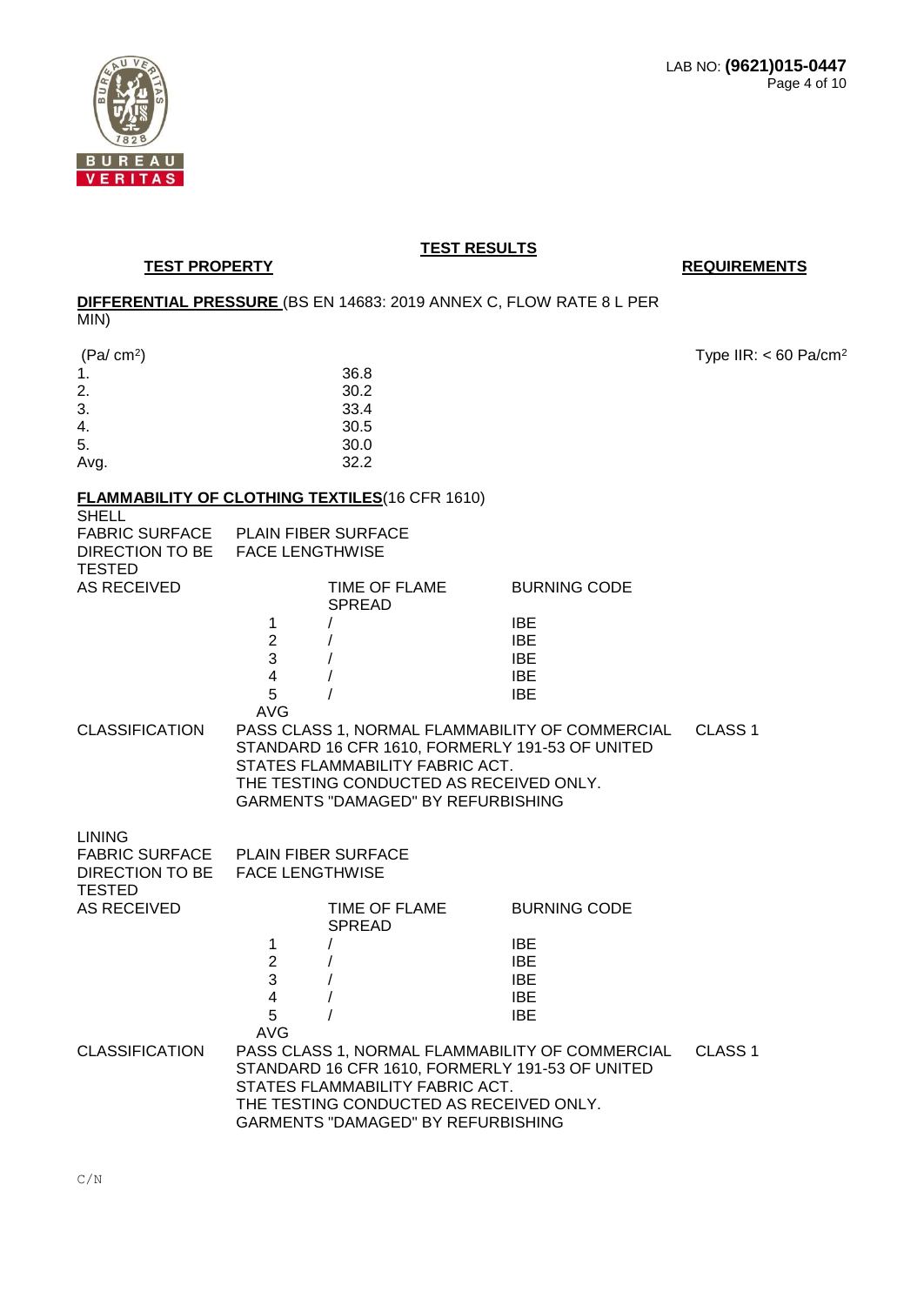LAB NO: **(9621)015-0447**

## TEST RESULTS

| TEST PROPERTY | | REQUIREMENTS |
|---|---|---|

**DIFFERENTIAL PRESSURE** (BS EN 14683: 2019 ANNEX C, FLOW RATE 8 L PER MIN)

| (Pa/ cm²) | | Type IIR: < 60 Pa/cm² |
|---|---|---|
| 1. | 36.8 | |
| 2. | 30.2 | |
| 3. | 33.4 | |
| 4. | 30.5 | |
| 5. | 30.0 | |
| Avg. | 32.2 | |

**FLAMMABILITY OF CLOTHING TEXTILES**(16 CFR 1610)

SHELL

FABRIC SURFACE: PLAIN FIBER SURFACE

DIRECTION TO BE TESTED: FACE LENGTHWISE

| AS RECEIVED | | TIME OF FLAME SPREAD | BURNING CODE |
|---|---|---|---|
| | 1 | / | IBE |
| | 2 | / | IBE |
| | 3 | / | IBE |
| | 4 | / | IBE |
| | 5 | / | IBE |
| | AVG | | |

CLASSIFICATION: PASS CLASS 1, NORMAL FLAMMABILITY OF COMMERCIAL STANDARD 16 CFR 1610, FORMERLY 191-53 OF UNITED STATES FLAMMABILITY FABRIC ACT. THE TESTING CONDUCTED AS RECEIVED ONLY. GARMENTS "DAMAGED" BY REFURBISHING — CLASS 1

LINING

FABRIC SURFACE: PLAIN FIBER SURFACE

DIRECTION TO BE TESTED: FACE LENGTHWISE

| AS RECEIVED | | TIME OF FLAME SPREAD | BURNING CODE |
|---|---|---|---|
| | 1 | / | IBE |
| | 2 | / | IBE |
| | 3 | / | IBE |
| | 4 | / | IBE |
| | 5 | / | IBE |
| | AVG | | |

CLASSIFICATION: PASS CLASS 1, NORMAL FLAMMABILITY OF COMMERCIAL STANDARD 16 CFR 1610, FORMERLY 191-53 OF UNITED STATES FLAMMABILITY FABRIC ACT. THE TESTING CONDUCTED AS RECEIVED ONLY. GARMENTS "DAMAGED" BY REFURBISHING — CLASS 1

C/N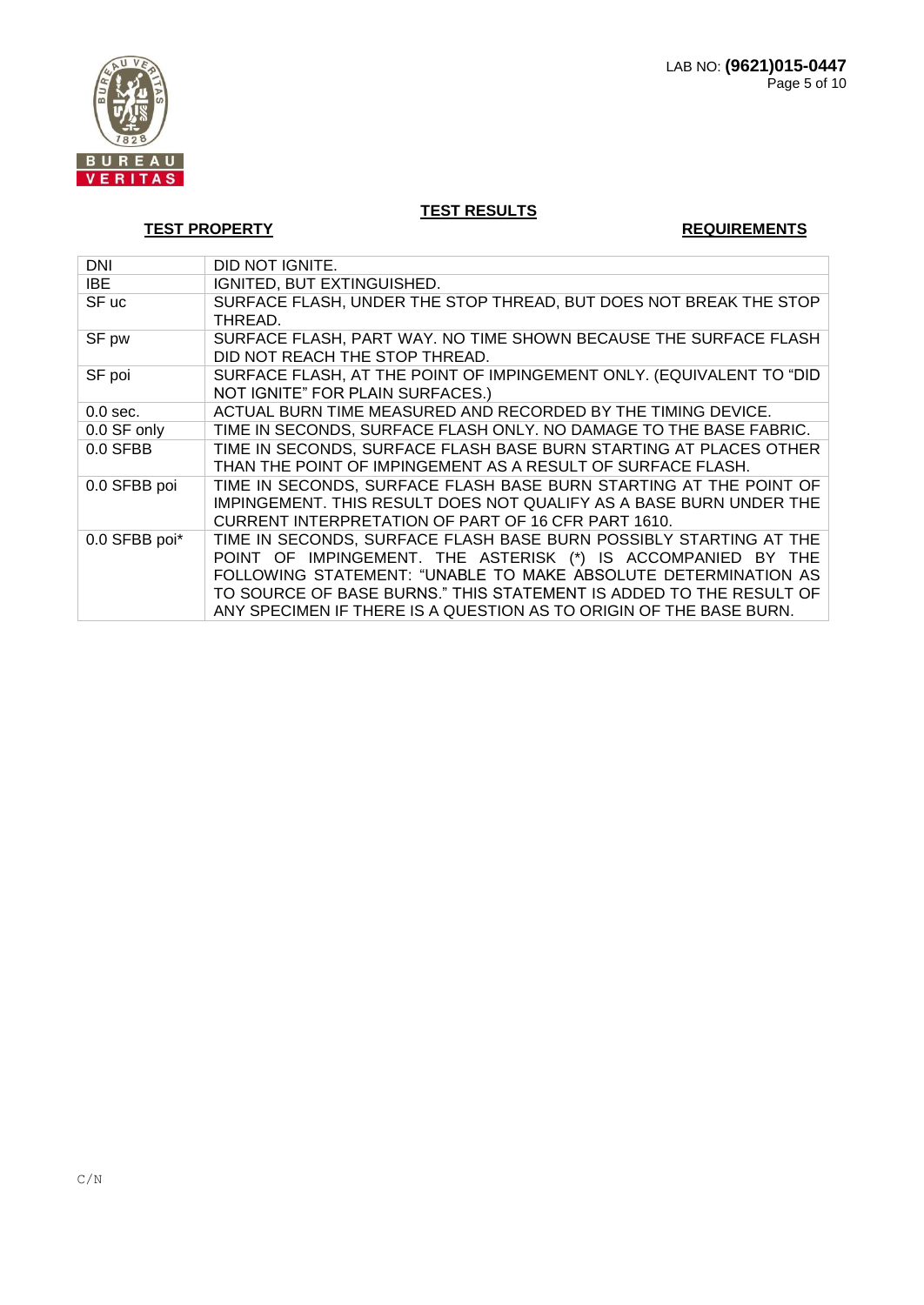## TEST RESULTS

**TEST PROPERTY** | **REQUIREMENTS**

| | |
|---|---|
| DNI | DID NOT IGNITE. |
| IBE | IGNITED, BUT EXTINGUISHED. |
| SF uc | SURFACE FLASH, UNDER THE STOP THREAD, BUT DOES NOT BREAK THE STOP THREAD. |
| SF pw | SURFACE FLASH, PART WAY. NO TIME SHOWN BECAUSE THE SURFACE FLASH DID NOT REACH THE STOP THREAD. |
| SF poi | SURFACE FLASH, AT THE POINT OF IMPINGEMENT ONLY. (EQUIVALENT TO "DID NOT IGNITE" FOR PLAIN SURFACES.) |
| 0.0 sec. | ACTUAL BURN TIME MEASURED AND RECORDED BY THE TIMING DEVICE. |
| 0.0 SF only | TIME IN SECONDS, SURFACE FLASH ONLY. NO DAMAGE TO THE BASE FABRIC. |
| 0.0 SFBB | TIME IN SECONDS, SURFACE FLASH BASE BURN STARTING AT PLACES OTHER THAN THE POINT OF IMPINGEMENT AS A RESULT OF SURFACE FLASH. |
| 0.0 SFBB poi | TIME IN SECONDS, SURFACE FLASH BASE BURN STARTING AT THE POINT OF IMPINGEMENT. THIS RESULT DOES NOT QUALIFY AS A BASE BURN UNDER THE CURRENT INTERPRETATION OF PART OF 16 CFR PART 1610. |
| 0.0 SFBB poi* | TIME IN SECONDS, SURFACE FLASH BASE BURN POSSIBLY STARTING AT THE POINT OF IMPINGEMENT. THE ASTERISK (*) IS ACCOMPANIED BY THE FOLLOWING STATEMENT: "UNABLE TO MAKE ABSOLUTE DETERMINATION AS TO SOURCE OF BASE BURNS." THIS STATEMENT IS ADDED TO THE RESULT OF ANY SPECIMEN IF THERE IS A QUESTION AS TO ORIGIN OF THE BASE BURN. |

C/N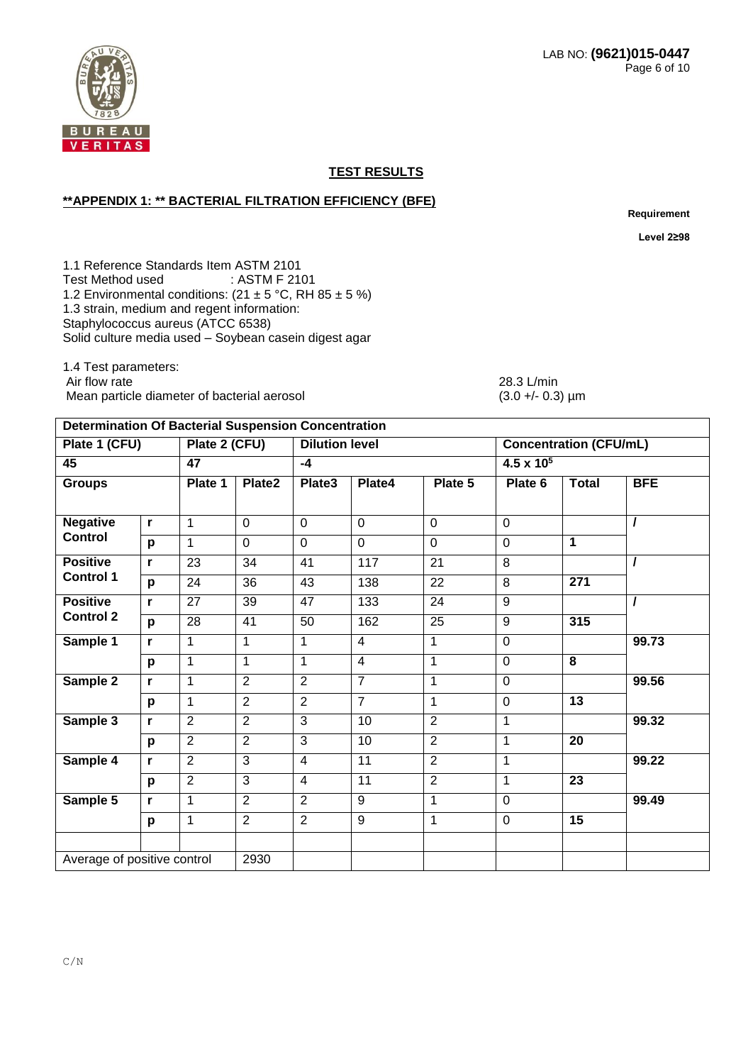## TEST RESULTS

### **APPENDIX 1: ** BACTERIAL FILTRATION EFFICIENCY (BFE)

**Requirement**

**Level 2≥98**

1.1 Reference Standards Item ASTM 2101
Test Method used : ASTM F 2101
1.2 Environmental conditions: (21 ± 5 °C, RH 85 ± 5 %)
1.3 strain, medium and regent information:
Staphylococcus aureus (ATCC 6538)
Solid culture media used – Soybean casein digest agar

1.4 Test parameters:
Air flow rate 28.3 L/min
Mean particle diameter of bacterial aerosol (3.0 +/- 0.3) µm

| **Determination Of Bacterial Suspension Concentration** | | | | | | | | | |
|---|---|---|---|---|---|---|---|---|---|
| **Plate 1 (CFU)** | | **Plate 2 (CFU)** | | **Dilution level** | | | **Concentration (CFU/mL)** | | |
| **45** | | **47** | | **-4** | | | **4.5 x $10^5$** | | |
| **Groups** | | **Plate 1** | **Plate2** | **Plate3** | **Plate4** | **Plate 5** | **Plate 6** | **Total** | **BFE** |
| **Negative Control** | **r** | 1 | 0 | 0 | 0 | 0 | 0 | | **/** |
| | **p** | 1 | 0 | 0 | 0 | 0 | 0 | **1** | |
| **Positive Control 1** | **r** | 23 | 34 | 41 | 117 | 21 | 8 | | **/** |
| | **p** | 24 | 36 | 43 | 138 | 22 | 8 | **271** | |
| **Positive Control 2** | **r** | 27 | 39 | 47 | 133 | 24 | 9 | | **/** |
| | **p** | 28 | 41 | 50 | 162 | 25 | 9 | **315** | |
| **Sample 1** | **r** | 1 | 1 | 1 | 4 | 1 | 0 | | **99.73** |
| | **p** | 1 | 1 | 1 | 4 | 1 | 0 | **8** | |
| **Sample 2** | **r** | 1 | 2 | 2 | 7 | 1 | 0 | | **99.56** |
| | **p** | 1 | 2 | 2 | 7 | 1 | 0 | **13** | |
| **Sample 3** | **r** | 2 | 2 | 3 | 10 | 2 | 1 | | **99.32** |
| | **p** | 2 | 2 | 3 | 10 | 2 | 1 | **20** | |
| **Sample 4** | **r** | 2 | 3 | 4 | 11 | 2 | 1 | | **99.22** |
| | **p** | 2 | 3 | 4 | 11 | 2 | 1 | **23** | |
| **Sample 5** | **r** | 1 | 2 | 2 | 9 | 1 | 0 | | **99.49** |
| | **p** | 1 | 2 | 2 | 9 | 1 | 0 | **15** | |
| | | | | | | | | | |
| Average of positive control | | | 2930 | | | | | | |

C/N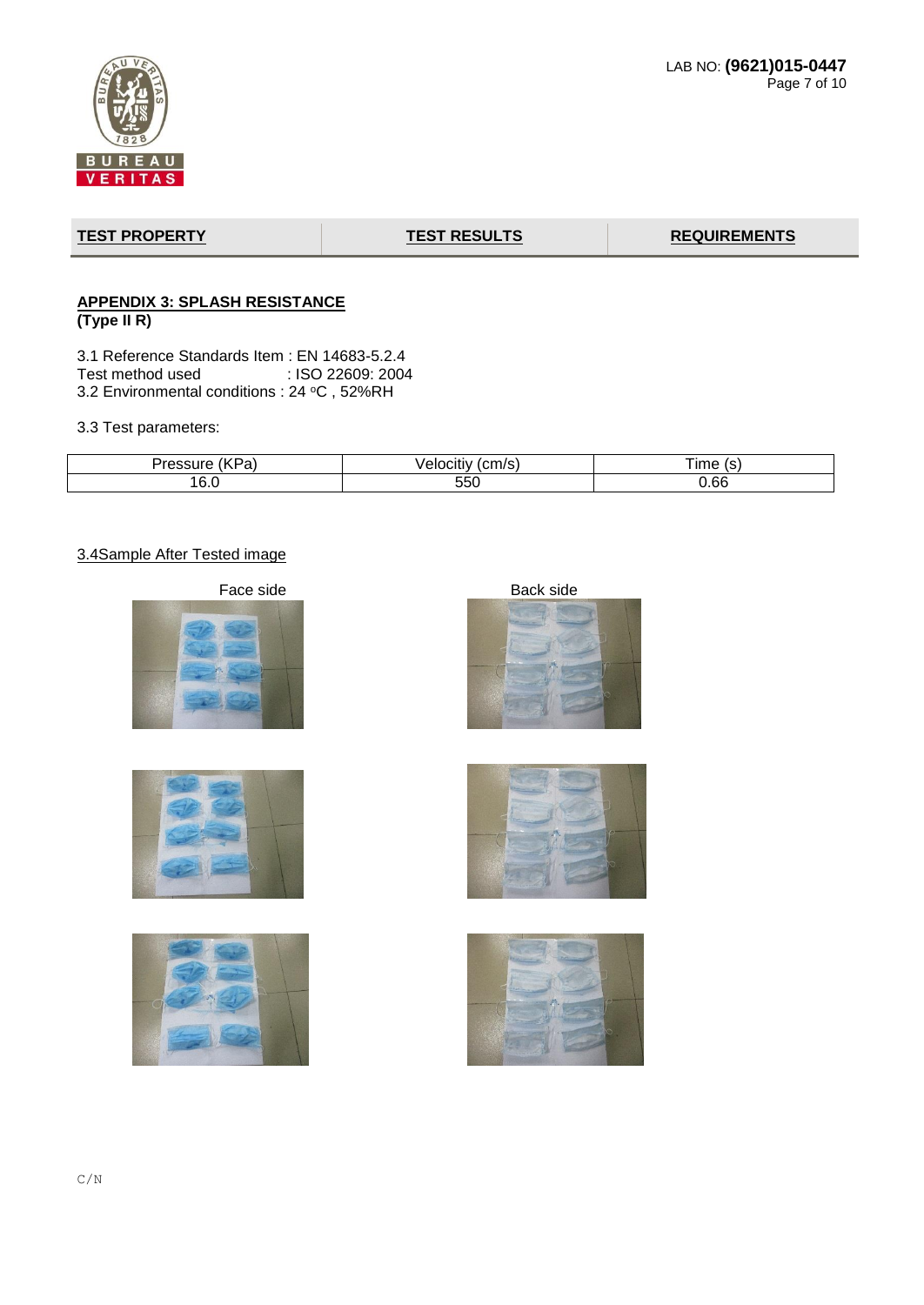| TEST PROPERTY | TEST RESULTS | REQUIREMENTS |
|---|---|---|

**APPENDIX 3: SPLASH RESISTANCE**
**(Type II R)**

3.1 Reference Standards Item : EN 14683-5.2.4
Test method used : ISO 22609: 2004
3.2 Environmental conditions : 24 °C , 52%RH

3.3 Test parameters:

| Pressure (KPa) | Velocitiy (cm/s) | Time (s) |
|---|---|---|
| 16.0 | 550 | 0.66 |

3.4Sample After Tested image

Face side

Back side

C/N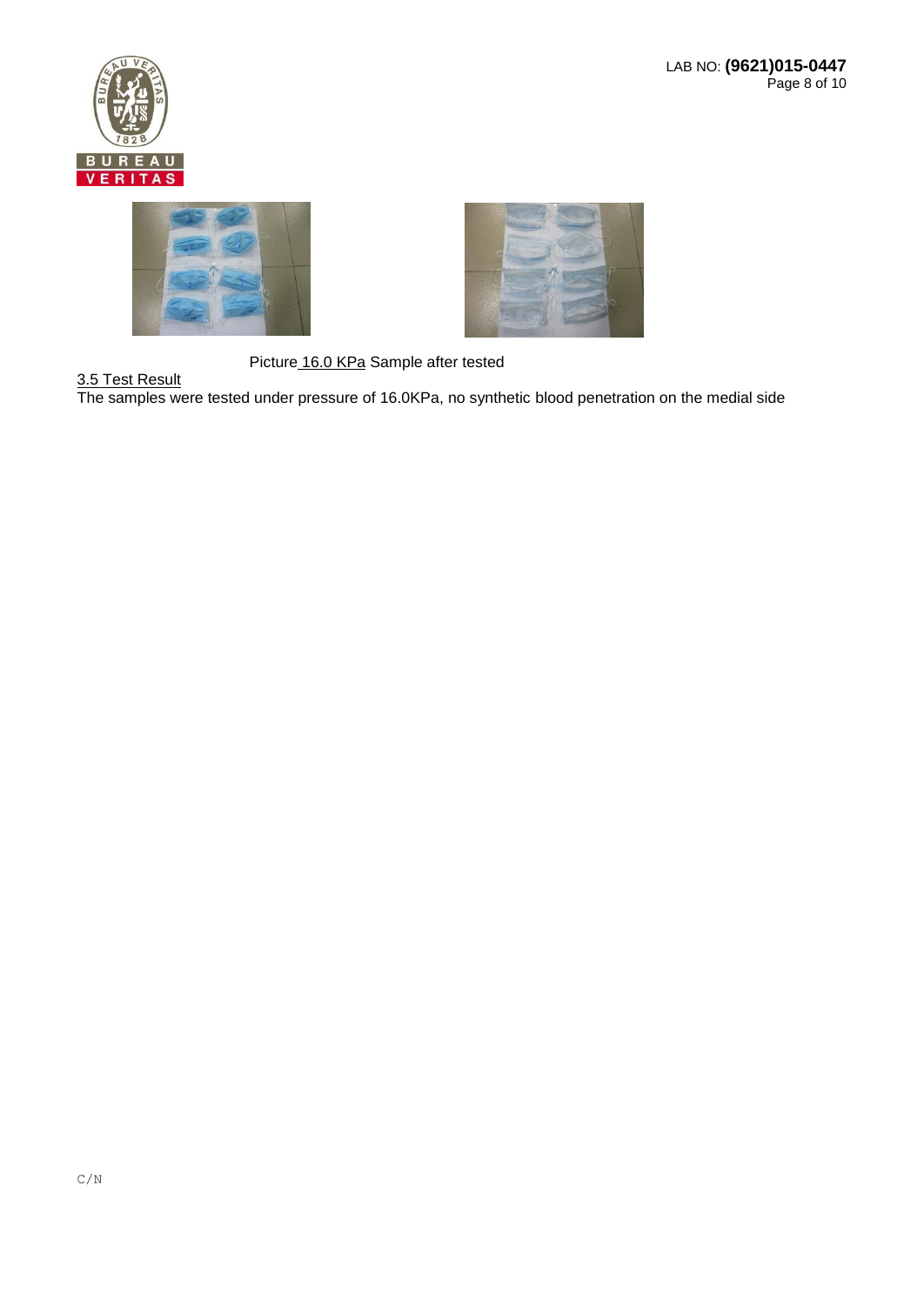Picture 16.0 KPa Sample after tested

3.5 Test Result

The samples were tested under pressure of 16.0KPa, no synthetic blood penetration on the medial side

C/N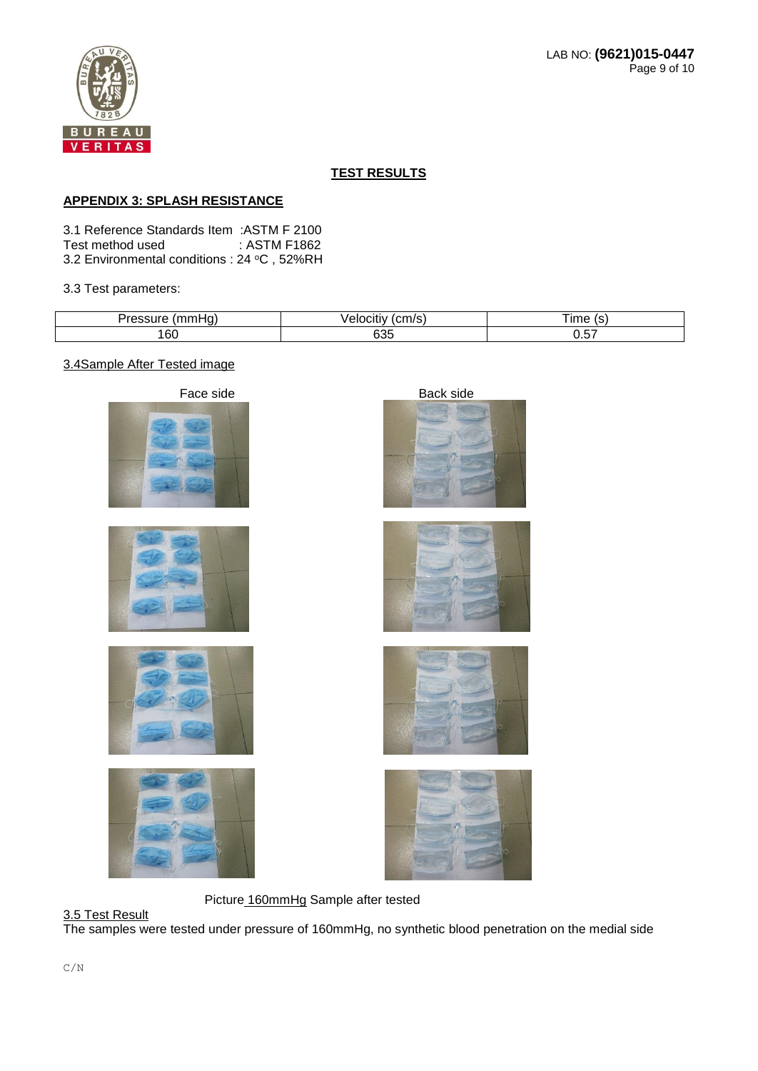# TEST RESULTS

## APPENDIX 3: SPLASH RESISTANCE

3.1 Reference Standards Item :ASTM F 2100
Test method used : ASTM F1862
3.2 Environmental conditions : 24 °C , 52%RH

3.3 Test parameters:

| Pressure (mmHg) | Velocitiy (cm/s) | Time (s) |
|---|---|---|
| 160 | 635 | 0.57 |

3.4Sample After Tested image

Face side

Back side

Picture 160mmHg Sample after tested

3.5 Test Result

The samples were tested under pressure of 160mmHg, no synthetic blood penetration on the medial side

C/N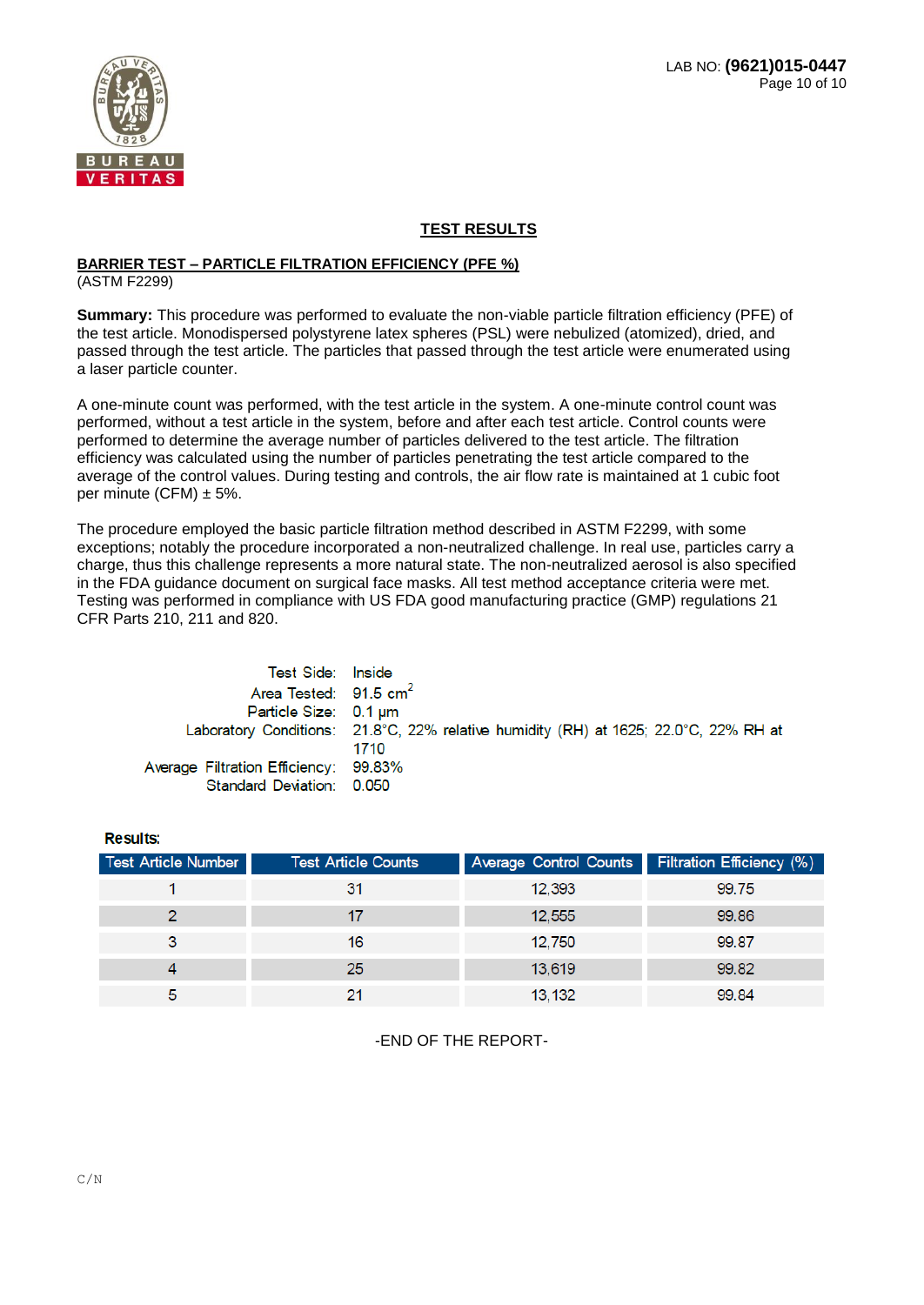LAB NO: **(9621)015-0447**

## TEST RESULTS

**BARRIER TEST – PARTICLE FILTRATION EFFICIENCY (PFE %)**
(ASTM F2299)

**Summary:** This procedure was performed to evaluate the non-viable particle filtration efficiency (PFE) of the test article. Monodispersed polystyrene latex spheres (PSL) were nebulized (atomized), dried, and passed through the test article. The particles that passed through the test article were enumerated using a laser particle counter.

A one-minute count was performed, with the test article in the system. A one-minute control count was performed, without a test article in the system, before and after each test article. Control counts were performed to determine the average number of particles delivered to the test article. The filtration efficiency was calculated using the number of particles penetrating the test article compared to the average of the control values. During testing and controls, the air flow rate is maintained at 1 cubic foot per minute (CFM) ± 5%.

The procedure employed the basic particle filtration method described in ASTM F2299, with some exceptions; notably the procedure incorporated a non-neutralized challenge. In real use, particles carry a charge, thus this challenge represents a more natural state. The non-neutralized aerosol is also specified in the FDA guidance document on surgical face masks. All test method acceptance criteria were met. Testing was performed in compliance with US FDA good manufacturing practice (GMP) regulations 21 CFR Parts 210, 211 and 820.

| | |
|---|---|
| Test Side: | Inside |
| Area Tested: | 91.5 $cm^2$ |
| Particle Size: | 0.1 µm |
| Laboratory Conditions: | 21.8°C, 22% relative humidity (RH) at 1625; 22.0°C, 22% RH at 1710 |
| Average Filtration Efficiency: | 99.83% |
| Standard Deviation: | 0.050 |

**Results:**

| Test Article Number | Test Article Counts | Average Control Counts | Filtration Efficiency (%) |
|---|---|---|---|
| 1 | 31 | 12,393 | 99.75 |
| 2 | 17 | 12,555 | 99.86 |
| 3 | 16 | 12,750 | 99.87 |
| 4 | 25 | 13,619 | 99.82 |
| 5 | 21 | 13,132 | 99.84 |

-END OF THE REPORT-

C/N